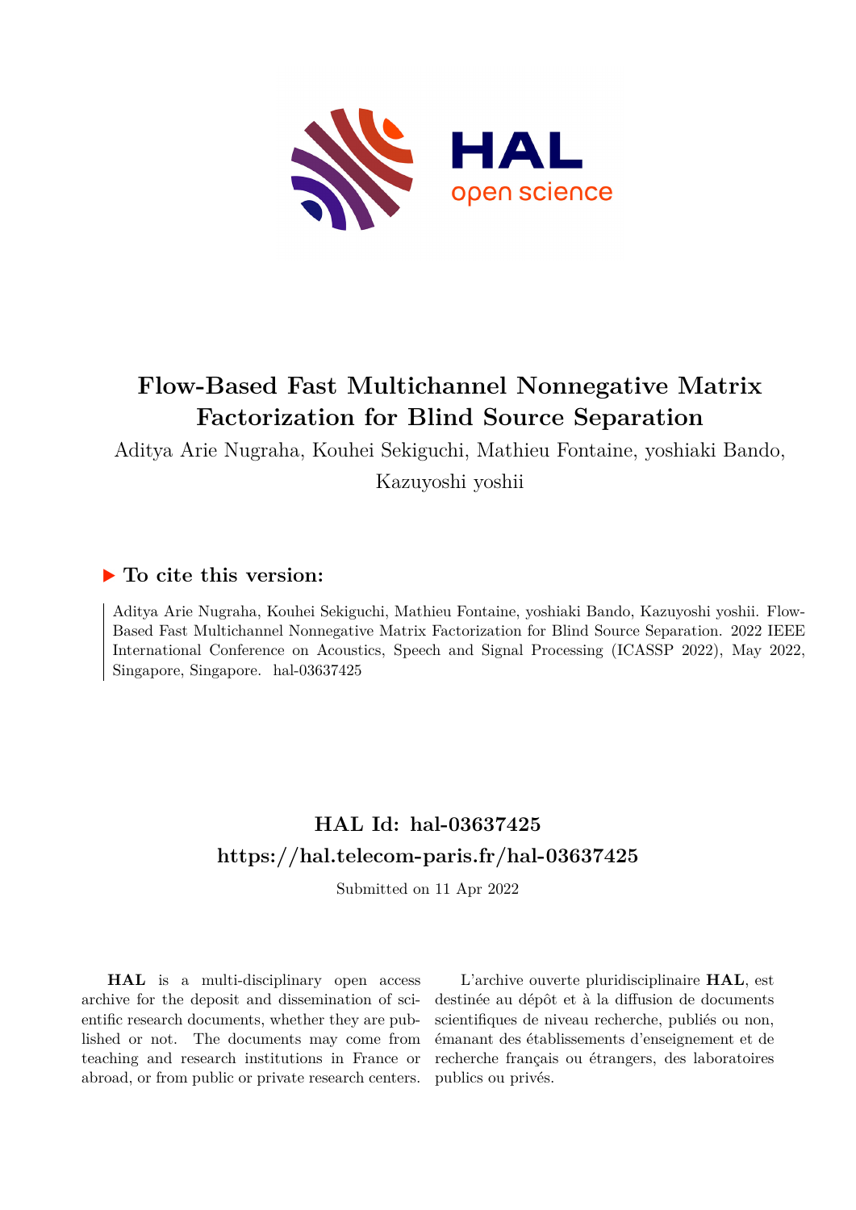# Flow-Based Fast Multichannel Nonnegative Matrix Factorization for Blind Source Separation

Aditya Arie Nugraha, Kouhei Sekiguchi, Mathieu Fontaine, yoshiaki Bando, Kazuyoshi yoshii

## ▶ To cite this version:

Aditya Arie Nugraha, Kouhei Sekiguchi, Mathieu Fontaine, yoshiaki Bando, Kazuyoshi yoshii. Flow-Based Fast Multichannel Nonnegative Matrix Factorization for Blind Source Separation. 2022 IEEE International Conference on Acoustics, Speech and Signal Processing (ICASSP 2022), May 2022, Singapore, Singapore. hal-03637425

## HAL Id: hal-03637425

## https://hal.telecom-paris.fr/hal-03637425

Submitted on 11 Apr 2022

**HAL** is a multi-disciplinary open access archive for the deposit and dissemination of scientific research documents, whether they are published or not. The documents may come from teaching and research institutions in France or abroad, or from public or private research centers.

L'archive ouverte pluridisciplinaire **HAL**, est destinée au dépôt et à la diffusion de documents scientifiques de niveau recherche, publiés ou non, émanant des établissements d'enseignement et de recherche français ou étrangers, des laboratoires publics ou privés.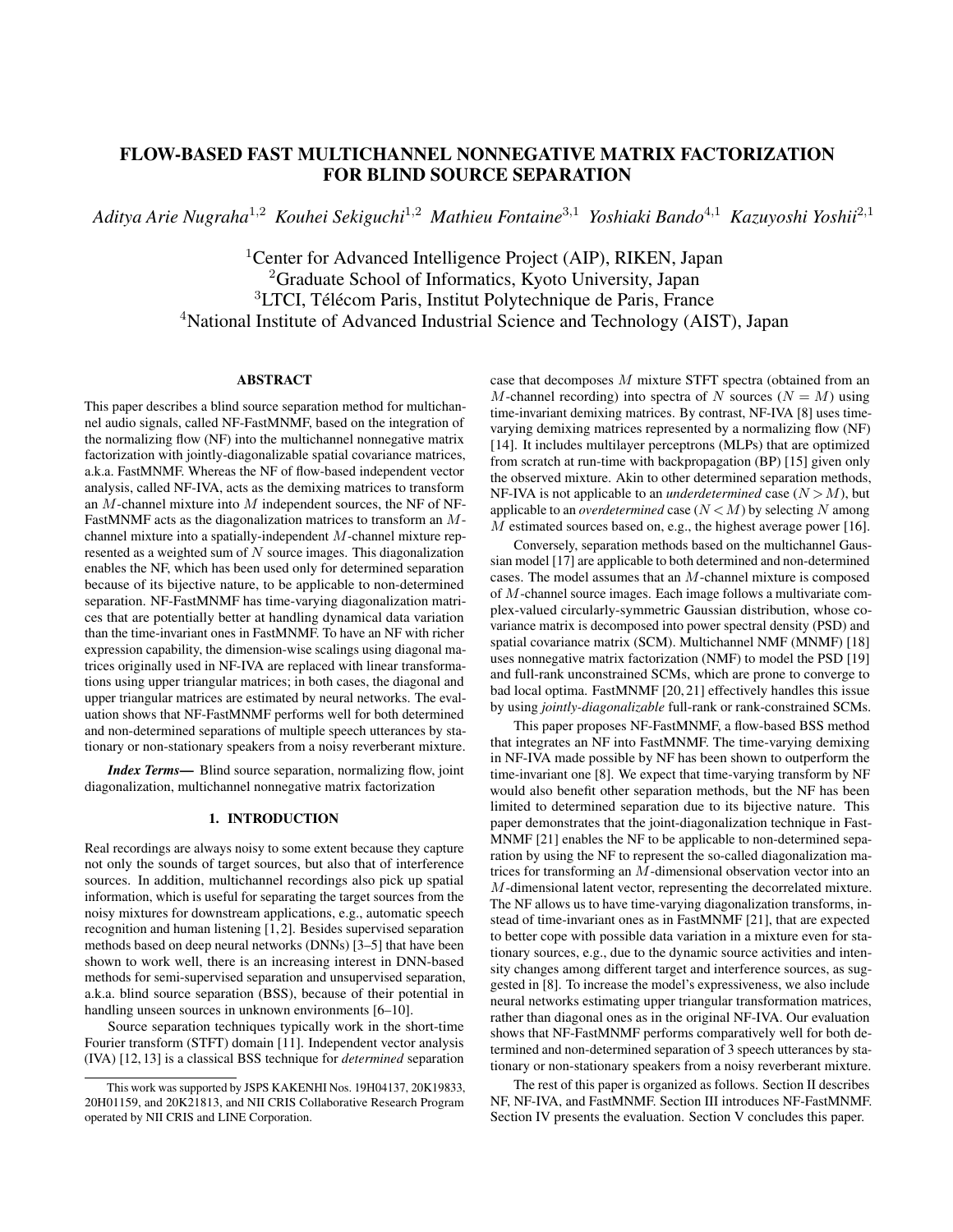# FLOW-BASED FAST MULTICHANNEL NONNEGATIVE MATRIX FACTORIZATION FOR BLIND SOURCE SEPARATION

*Aditya Arie Nugraha*[1,2] *Kouhei Sekiguchi*[1,2] *Mathieu Fontaine*[3,1] *Yoshiaki Bando*[4,1] *Kazuyoshi Yoshii*[2,1]

[1]Center for Advanced Intelligence Project (AIP), RIKEN, Japan
[2]Graduate School of Informatics, Kyoto University, Japan
[3]LTCI, Télécom Paris, Institut Polytechnique de Paris, France
[4]National Institute of Advanced Industrial Science and Technology (AIST), Japan

## ABSTRACT

This paper describes a blind source separation method for multichannel audio signals, called NF-FastMNMF, based on the integration of the normalizing flow (NF) into the multichannel nonnegative matrix factorization with jointly-diagonalizable spatial covariance matrices, a.k.a. FastMNMF. Whereas the NF of flow-based independent vector analysis, called NF-IVA, acts as the demixing matrices to transform an $M$-channel mixture into $M$ independent sources, the NF of NF-FastMNMF acts as the diagonalization matrices to transform an $M$-channel mixture into a spatially-independent $M$-channel mixture represented as a weighted sum of $N$ source images. This diagonalization enables the NF, which has been used only for determined separation because of its bijective nature, to be applicable to non-determined separation. NF-FastMNMF has time-varying diagonalization matrices that are potentially better at handling dynamical data variation than the time-invariant ones in FastMNMF. To have an NF with richer expression capability, the dimension-wise scalings using diagonal matrices originally used in NF-IVA are replaced with linear transformations using upper triangular matrices; in both cases, the diagonal and upper triangular matrices are estimated by neural networks. The evaluation shows that NF-FastMNMF performs well for both determined and non-determined separations of multiple speech utterances by stationary or non-stationary speakers from a noisy reverberant mixture.

***Index Terms***— Blind source separation, normalizing flow, joint diagonalization, multichannel nonnegative matrix factorization

## 1. INTRODUCTION

Real recordings are always noisy to some extent because they capture not only the sounds of target sources, but also that of interference sources. In addition, multichannel recordings also pick up spatial information, which is useful for separating the target sources from the noisy mixtures for downstream applications, e.g., automatic speech recognition and human listening [1, 2]. Besides supervised separation methods based on deep neural networks (DNNs) [3–5] that have been shown to work well, there is an increasing interest in DNN-based methods for semi-supervised separation and unsupervised separation, a.k.a. blind source separation (BSS), because of their potential in handling unseen sources in unknown environments [6–10].

Source separation techniques typically work in the short-time Fourier transform (STFT) domain [11]. Independent vector analysis (IVA) [12, 13] is a classical BSS technique for *determined* separation case that decomposes $M$ mixture STFT spectra (obtained from an $M$-channel recording) into spectra of $N$ sources ($N = M$) using time-invariant demixing matrices. By contrast, NF-IVA [8] uses time-varying demixing matrices represented by a normalizing flow (NF) [14]. It includes multilayer perceptrons (MLPs) that are optimized from scratch at run-time with backpropagation (BP) [15] given only the observed mixture. Akin to other determined separation methods, NF-IVA is not applicable to an *underdetermined* case ($N > M$), but applicable to an *overdetermined* case ($N < M$) by selecting $N$ among $M$ estimated sources based on, e.g., the highest average power [16].

Conversely, separation methods based on the multichannel Gaussian model [17] are applicable to both determined and non-determined cases. The model assumes that an $M$-channel mixture is composed of $M$-channel source images. Each image follows a multivariate complex-valued circularly-symmetric Gaussian distribution, whose covariance matrix is decomposed into power spectral density (PSD) and spatial covariance matrix (SCM). Multichannel NMF (MNMF) [18] uses nonnegative matrix factorization (NMF) to model the PSD [19] and full-rank unconstrained SCMs, which are prone to converge to bad local optima. FastMNMF [20, 21] effectively handles this issue by using *jointly-diagonalizable* full-rank or rank-constrained SCMs.

This paper proposes NF-FastMNMF, a flow-based BSS method that integrates an NF into FastMNMF. The time-varying demixing in NF-IVA made possible by NF has been shown to outperform the time-invariant one [8]. We expect that time-varying transform by NF would also benefit other separation methods, but the NF has been limited to determined separation due to its bijective nature. This paper demonstrates that the joint-diagonalization technique in FastMNMF [21] enables the NF to be applicable to non-determined separation by using the NF to represent the so-called diagonalization matrices for transforming an $M$-dimensional observation vector into an $M$-dimensional latent vector, representing the decorrelated mixture. The NF allows us to have time-varying diagonalization transforms, instead of time-invariant ones as in FastMNMF [21], that are expected to better cope with possible data variation in a mixture even for stationary sources, e.g., due to the dynamic source activities and intensity changes among different target and interference sources, as suggested in [8]. To increase the model's expressiveness, we also include neural networks estimating upper triangular transformation matrices, rather than diagonal ones as in the original NF-IVA. Our evaluation shows that NF-FastMNMF performs comparatively well for both determined and non-determined separation of 3 speech utterances by stationary or non-stationary speakers from a noisy reverberant mixture.

The rest of this paper is organized as follows. Section II describes NF, NF-IVA, and FastMNMF. Section III introduces NF-FastMNMF. Section IV presents the evaluation. Section V concludes this paper.

This work was supported by JSPS KAKENHI Nos. 19H04137, 20K19833, 20H01159, and 20K21813, and NII CRIS Collaborative Research Program operated by NII CRIS and LINE Corporation.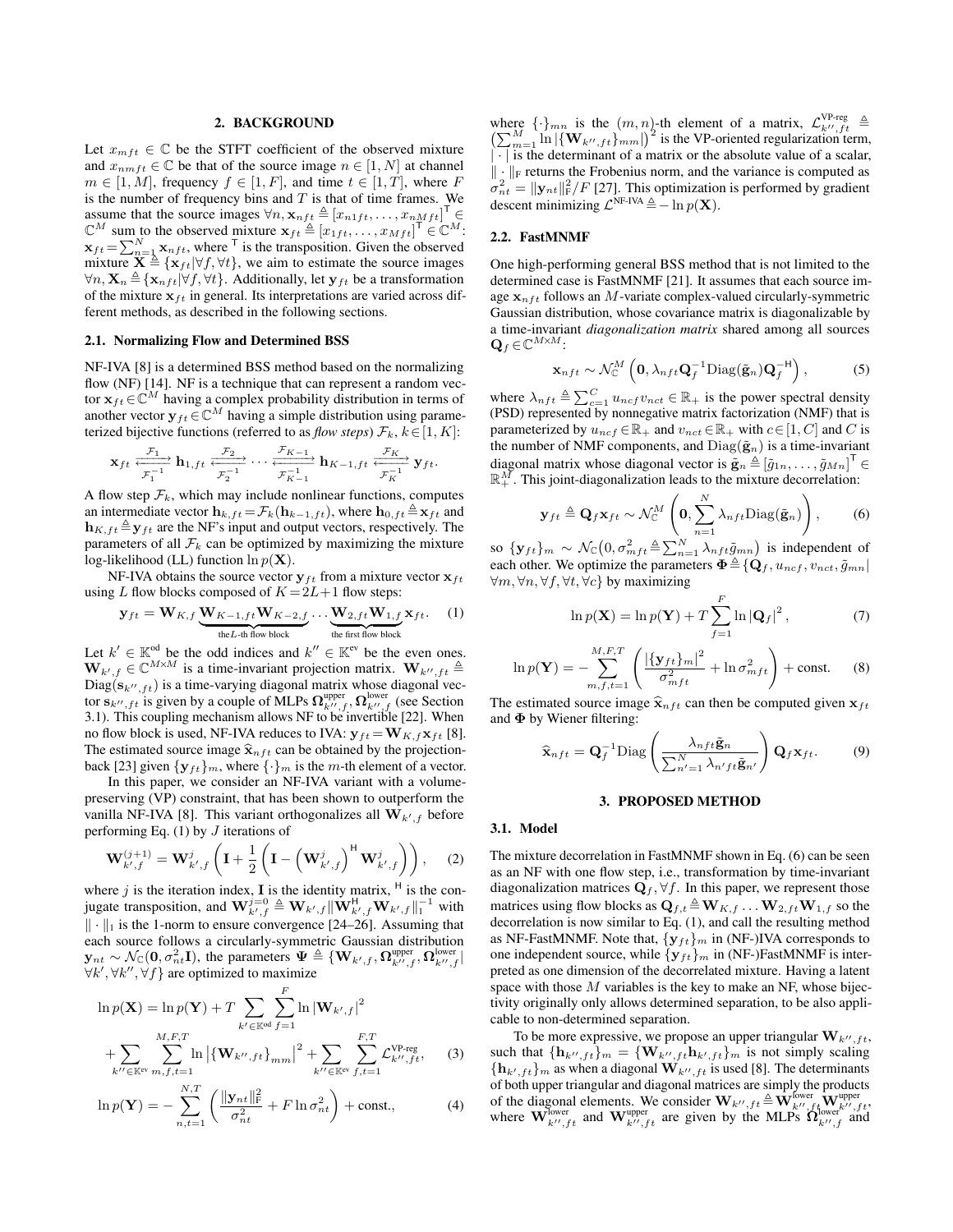## 2. BACKGROUND

Let $x_{mft} \in \mathbb{C}$ be the STFT coefficient of the observed mixture and $x_{nmft} \in \mathbb{C}$ be that of the source image $n \in [1, N]$ at channel $m \in [1, M]$, frequency $f \in [1, F]$, and time $t \in [1, T]$, where $F$ is the number of frequency bins and $T$ is that of time frames. We assume that the source images $\forall n, \mathbf{x}_{nft} \triangleq [x_{n1ft}, \ldots, x_{nMft}]^\mathsf{T} \in \mathbb{C}^M$ sum to the observed mixture $\mathbf{x}_{ft} \triangleq [x_{1ft}, \ldots, x_{Mft}]^\mathsf{T} \in \mathbb{C}^M$: $\mathbf{x}_{ft} = \sum_{n=1}^N \mathbf{x}_{nft}$, where $^\mathsf{T}$ is the transposition. Given the observed mixture $\mathbf{X} \triangleq \{\mathbf{x}_{ft} | \forall f, \forall t\}$, we aim to estimate the source images $\forall n, \mathbf{X}_n \triangleq \{\mathbf{x}_{nft} | \forall f, \forall t\}$. Additionally, let $\mathbf{y}_{ft}$ be a transformation of the mixture $\mathbf{x}_{ft}$ in general. Its interpretations are varied across different methods, as described in the following sections.

### 2.1. Normalizing Flow and Determined BSS

NF-IVA [8] is a determined BSS method based on the normalizing flow (NF) [14]. NF is a technique that can represent a random vector $\mathbf{x}_{ft} \in \mathbb{C}^M$ having a complex probability distribution in terms of another vector $\mathbf{y}_{ft} \in \mathbb{C}^M$ having a simple distribution using parameterized bijective functions (referred to as *flow steps*) $\mathcal{F}_k, k \in [1, K]$:

$$\mathbf{x}_{ft} \underset{\mathcal{F}_1^{-1}}{\overset{\mathcal{F}_1}{\rightleftarrows}} \mathbf{h}_{1,ft} \underset{\mathcal{F}_2^{-1}}{\overset{\mathcal{F}_2}{\rightleftarrows}} \cdots \underset{\mathcal{F}_{K-1}^{-1}}{\overset{\mathcal{F}_{K-1}}{\rightleftarrows}} \mathbf{h}_{K-1,ft} \underset{\mathcal{F}_K^{-1}}{\overset{\mathcal{F}_K}{\rightleftarrows}} \mathbf{y}_{ft}.$$

A flow step $\mathcal{F}_k$, which may include nonlinear functions, computes an intermediate vector $\mathbf{h}_{k,ft} = \mathcal{F}_k(\mathbf{h}_{k-1,ft})$, where $\mathbf{h}_{0,ft} \triangleq \mathbf{x}_{ft}$ and $\mathbf{h}_{K,ft} \triangleq \mathbf{y}_{ft}$ are the NF's input and output vectors, respectively. The parameters of all $\mathcal{F}_k$ can be optimized by maximizing the mixture log-likelihood (LL) function $\ln p(\mathbf{X})$.

NF-IVA obtains the source vector $\mathbf{y}_{ft}$ from a mixture vector $\mathbf{x}_{ft}$ using $L$ flow blocks composed of $K = 2L+1$ flow steps:

$$\mathbf{y}_{ft} = \mathbf{W}_{K,f} \underbrace{\mathbf{W}_{K-1,ft} \mathbf{W}_{K-2,f}}_{\text{the} L\text{-th flow block}} \cdots \underbrace{\mathbf{W}_{2,ft} \mathbf{W}_{1,f}}_{\text{the first flow block}} \mathbf{x}_{ft}. \quad (1)$$

Let $k' \in \mathbb{K}^{\text{od}}$ be the odd indices and $k'' \in \mathbb{K}^{\text{ev}}$ be the even ones. $\mathbf{W}_{k',f} \in \mathbb{C}^{M \times M}$ is a time-invariant projection matrix. $\mathbf{W}_{k'',ft} \triangleq \mathrm{Diag}(\mathbf{s}_{k'',ft})$ is a time-varying diagonal matrix whose diagonal vector $\mathbf{s}_{k'',ft}$ is given by a couple of MLPs $\mathbf{\Omega}^{\text{upper}}_{k'',f}, \mathbf{\Omega}^{\text{lower}}_{k'',f}$ (see Section 3.1). This coupling mechanism allows NF to be invertible [22]. When no flow block is used, NF-IVA reduces to IVA: $\mathbf{y}_{ft} = \mathbf{W}_{K,f} \mathbf{x}_{ft}$ [8]. The estimated source image $\widehat{\mathbf{x}}_{nft}$ can be obtained by the projection-back [23] given $\{\mathbf{y}_{ft}\}_m$, where $\{\cdot\}_m$ is the $m$-th element of a vector.

In this paper, we consider an NF-IVA variant with a volume-preserving (VP) constraint, that has been shown to outperform the vanilla NF-IVA [8]. This variant orthogonalizes all $\mathbf{W}_{k',f}$ before performing Eq. (1) by $J$ iterations of

$$\mathbf{W}^{(j+1)}_{k',f} = \mathbf{W}^{j}_{k',f} \left( \mathbf{I} + \frac{1}{2} \left( \mathbf{I} - \left( \mathbf{W}^{j}_{k',f} \right)^\mathsf{H} \mathbf{W}^{j}_{k',f} \right) \right), \quad (2)$$

where $j$ is the iteration index, $\mathbf{I}$ is the identity matrix, $^\mathsf{H}$ is the conjugate transposition, and $\mathbf{W}^{j=0}_{k',f} \triangleq \mathbf{W}_{k',f} \| \mathbf{W}^\mathsf{H}_{k',f} \mathbf{W}_{k',f} \|_1^{-1}$ with $\| \cdot \|_1$ is the 1-norm to ensure convergence [24–26]. Assuming that each source follows a circularly-symmetric Gaussian distribution $\mathbf{y}_{nt} \sim \mathcal{N}_\mathbb{C}(\mathbf{0}, \sigma^2_{nt} \mathbf{I})$, the parameters $\mathbf{\Psi} \triangleq \{\mathbf{W}_{k',f}, \mathbf{\Omega}^{\text{upper}}_{k'',f}, \mathbf{\Omega}^{\text{lower}}_{k'',f} | \forall k', \forall k'', \forall f\}$ are optimized to maximize

$$\begin{aligned}\ln p(\mathbf{X}) = \ln p(\mathbf{Y}) + T \sum_{k' \in \mathbb{K}^{\text{od}}} \sum_{f=1}^{F} \ln |\mathbf{W}_{k',f}|^2 \\ + \sum_{k'' \in \mathbb{K}^{\text{ev}}} \sum_{m,f,t=1}^{M,F,T} \ln \left| \{\mathbf{W}_{k'',ft}\}_{mm} \right|^2 + \sum_{k'' \in \mathbb{K}^{\text{ev}}} \sum_{f,t=1}^{F,T} \mathcal{L}^{\text{VP-reg}}_{k'',ft}, \end{aligned} \quad (3)$$

$$\ln p(\mathbf{Y}) = - \sum_{n,t=1}^{N,T} \left( \frac{\|\mathbf{y}_{nt}\|^2_\text{F}}{\sigma^2_{nt}} + F \ln \sigma^2_{nt} \right) + \text{const.}, \quad (4)$$

where $\{\cdot\}_{mn}$ is the $(m,n)$-th element of a matrix, $\mathcal{L}^{\text{VP-reg}}_{k'',ft} \triangleq \left( \sum_{m=1}^M \ln |\{\mathbf{W}_{k'',ft}\}_{mm}| \right)^2$ is the VP-oriented regularization term, $|\cdot|$ is the determinant of a matrix or the absolute value of a scalar, $\|\cdot\|_\text{F}$ returns the Frobenius norm, and the variance is computed as $\sigma^2_{nt} = \|\mathbf{y}_{nt}\|^2_\text{F} / F$ [27]. This optimization is performed by gradient descent minimizing $\mathcal{L}^{\text{NF-IVA}} \triangleq - \ln p(\mathbf{X})$.

### 2.2. FastMNMF

One high-performing general BSS method that is not limited to the determined case is FastMNMF [21]. It assumes that each source image $\mathbf{x}_{nft}$ follows an $M$-variate complex-valued circularly-symmetric Gaussian distribution, whose covariance matrix is diagonalizable by a time-invariant *diagonalization matrix* shared among all sources $\mathbf{Q}_f \in \mathbb{C}^{M \times M}$:

$$\mathbf{x}_{nft} \sim \mathcal{N}^M_\mathbb{C} \left( \mathbf{0}, \lambda_{nft} \mathbf{Q}_f^{-1} \mathrm{Diag}(\tilde{\mathbf{g}}_n) \mathbf{Q}_f^{-\mathsf{H}} \right), \quad (5)$$

where $\lambda_{nft} \triangleq \sum_{c=1}^C u_{ncf} v_{nct} \in \mathbb{R}_+$ is the power spectral density (PSD) represented by nonnegative matrix factorization (NMF) that is parameterized by $u_{ncf} \in \mathbb{R}_+$ and $v_{nct} \in \mathbb{R}_+$ with $c \in [1, C]$ and $C$ is the number of NMF components, and $\mathrm{Diag}(\tilde{\mathbf{g}}_n)$ is a time-invariant diagonal matrix whose diagonal vector is $\tilde{\mathbf{g}}_n \triangleq [\tilde{g}_{1n}, \ldots, \tilde{g}_{Mn}]^\mathsf{T} \in \mathbb{R}^M_+$. This joint-diagonalization leads to the mixture decorrelation:

$$\mathbf{y}_{ft} \triangleq \mathbf{Q}_f \mathbf{x}_{ft} \sim \mathcal{N}^M_\mathbb{C} \left( \mathbf{0}, \sum_{n=1}^N \lambda_{nft} \mathrm{Diag}(\tilde{\mathbf{g}}_n) \right), \quad (6)$$

so $\{\mathbf{y}_{ft}\}_m \sim \mathcal{N}_\mathbb{C}\big(0, \sigma^2_{mft} \triangleq \sum_{n=1}^N \lambda_{nft} \tilde{g}_{mn}\big)$ is independent of each other. We optimize the parameters $\mathbf{\Phi} \triangleq \{\mathbf{Q}_f, u_{ncf}, v_{nct}, \tilde{g}_{mn} | \forall m, \forall n, \forall f, \forall t, \forall c\}$ by maximizing

$$\ln p(\mathbf{X}) = \ln p(\mathbf{Y}) + T \sum_{f=1}^F \ln |\mathbf{Q}_f|^2, \quad (7)$$

$$\ln p(\mathbf{Y}) = - \sum_{m,f,t=1}^{M,F,T} \left( \frac{|\{\mathbf{y}_{ft}\}_m|^2}{\sigma^2_{mft}} + \ln \sigma^2_{mft} \right) + \text{const.} \quad (8)$$

The estimated source image $\widehat{\mathbf{x}}_{nft}$ can then be computed given $\mathbf{x}_{ft}$ and $\mathbf{\Phi}$ by Wiener filtering:

$$\widehat{\mathbf{x}}_{nft} = \mathbf{Q}_f^{-1} \mathrm{Diag} \left( \frac{\lambda_{nft} \tilde{\mathbf{g}}_n}{\sum_{n'=1}^N \lambda_{n'ft} \tilde{\mathbf{g}}_{n'}} \right) \mathbf{Q}_f \mathbf{x}_{ft}. \quad (9)$$

## 3. PROPOSED METHOD

### 3.1. Model

The mixture decorrelation in FastMNMF shown in Eq. (6) can be seen as an NF with one flow step, i.e., transformation by time-invariant diagonalization matrices $\mathbf{Q}_f, \forall f$. In this paper, we represent those matrices using flow blocks as $\mathbf{Q}_{f,t} \triangleq \mathbf{W}_{K,f} \ldots \mathbf{W}_{2,ft} \mathbf{W}_{1,f}$ so the decorrelation is now similar to Eq. (1), and call the resulting method as NF-FastMNMF. Note that, $\{\mathbf{y}_{ft}\}_m$ in (NF-)IVA corresponds to one independent source, while $\{\mathbf{y}_{ft}\}_m$ in (NF-)FastMNMF is interpreted as one dimension of the decorrelated mixture. Having a latent space with those $M$ variables is the key to make an NF, whose bijectivity originally only allows determined separation, to be also applicable to non-determined separation.

To be more expressive, we propose an upper triangular $\mathbf{W}_{k'',ft}$, such that $\{\mathbf{h}_{k'',ft}\}_m = \{\mathbf{W}_{k'',ft} \mathbf{h}_{k',ft}\}_m$ is not simply scaling $\{\mathbf{h}_{k',ft}\}_m$ as when a diagonal $\mathbf{W}_{k'',ft}$ is used [8]. The determinants of both upper triangular and diagonal matrices are simply the products of the diagonal elements. We consider $\mathbf{W}_{k'',ft} \triangleq \mathbf{W}^{\text{lower}}_{k'',ft} \mathbf{W}^{\text{upper}}_{k'',ft}$, where $\mathbf{W}^{\text{lower}}_{k'',ft}$ and $\mathbf{W}^{\text{upper}}_{k'',ft}$ are given by the MLPs $\mathbf{\Omega}^{\text{lower}}_{k'',f}$ and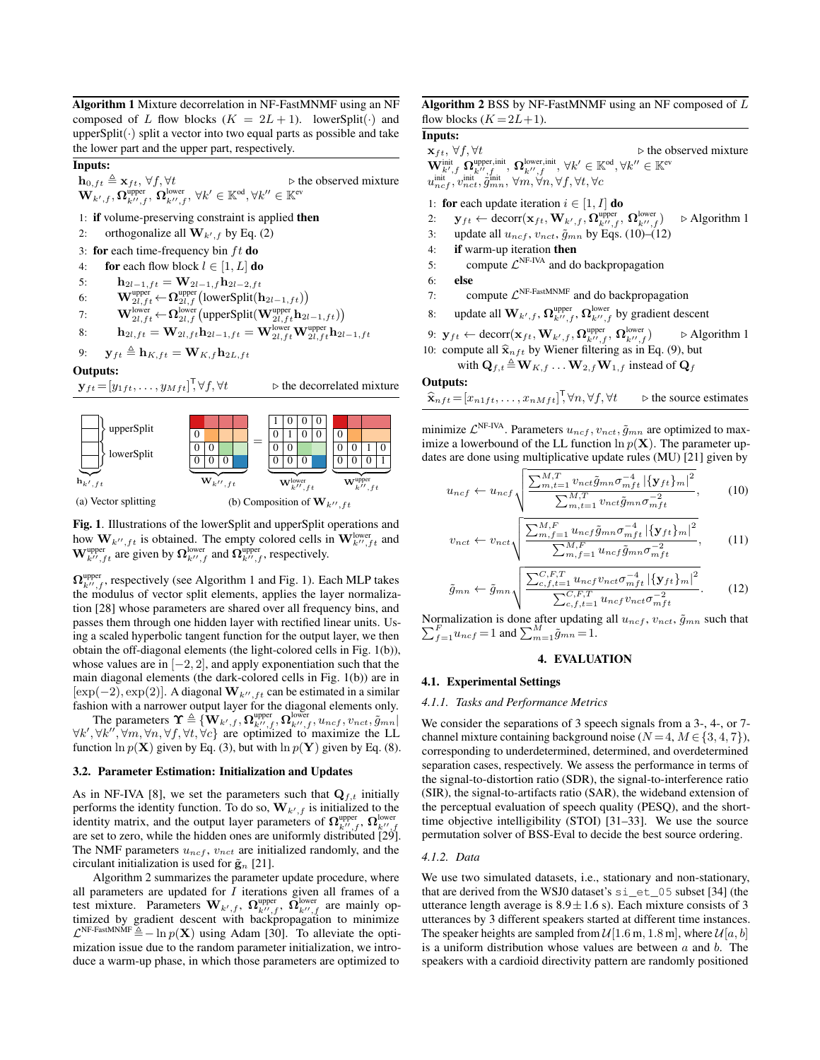**Algorithm 1** Mixture decorrelation in NF-FastMNMF using an NF composed of $L$ flow blocks ($K = 2L + 1$). lowerSplit$(\cdot)$ and upperSplit$(\cdot)$ split a vector into two equal parts as possible and take the lower part and the upper part, respectively.

**Inputs:**

$\mathbf{h}_{0,ft} \triangleq \mathbf{x}_{ft}, \forall f, \forall t$ ▷ the observed mixture
$\mathbf{W}_{k',f}, \boldsymbol{\Omega}^{\text{upper}}_{k'',f}, \boldsymbol{\Omega}^{\text{lower}}_{k'',f}, \forall k' \in \mathbb{K}^{\text{od}}, \forall k'' \in \mathbb{K}^{\text{ev}}$

1: **if** volume-preserving constraint is applied **then**
2: orthogonalize all $\mathbf{W}_{k',f}$ by Eq. (2)
3: **for** each time-frequency bin $ft$ **do**
4: **for** each flow block $l \in [1, L]$ **do**
5: $\mathbf{h}_{2l-1,ft} = \mathbf{W}_{2l-1,f}\mathbf{h}_{2l-2,ft}$
6: $\mathbf{W}^{\text{upper}}_{2l,ft} \leftarrow \boldsymbol{\Omega}^{\text{upper}}_{2l,f}(\text{lowerSplit}(\mathbf{h}_{2l-1,ft}))$
7: $\mathbf{W}^{\text{lower}}_{2l,ft} \leftarrow \boldsymbol{\Omega}^{\text{lower}}_{2l,f}(\text{upperSplit}(\mathbf{W}^{\text{upper}}_{2l,ft}\mathbf{h}_{2l-1,ft}))$
8: $\mathbf{h}_{2l,ft} = \mathbf{W}_{2l,ft}\mathbf{h}_{2l-1,ft} = \mathbf{W}^{\text{lower}}_{2l,ft}\mathbf{W}^{\text{upper}}_{2l,ft}\mathbf{h}_{2l-1,ft}$
9: $\mathbf{y}_{ft} \triangleq \mathbf{h}_{K,ft} = \mathbf{W}_{K,f}\mathbf{h}_{2L,ft}$

**Outputs:**

$\mathbf{y}_{ft} = [y_{1ft}, \ldots, y_{Mft}]^{\mathsf{T}}, \forall f, \forall t$ ▷ the decorrelated mixture

(a) Vector splitting (b) Composition of $\mathbf{W}_{k'',ft}$

**Fig. 1**. Illustrations of the lowerSplit and upperSplit operations and how $\mathbf{W}_{k'',ft}$ is obtained. The empty colored cells in $\mathbf{W}^{\text{lower}}_{k'',ft}$ and $\mathbf{W}^{\text{upper}}_{k'',ft}$ are given by $\boldsymbol{\Omega}^{\text{lower}}_{k'',f}$ and $\boldsymbol{\Omega}^{\text{upper}}_{k'',f}$, respectively.

$\boldsymbol{\Omega}^{\text{upper}}_{k'',f}$, respectively (see Algorithm 1 and Fig. 1). Each MLP takes the modulus of vector split elements, applies the layer normalization [28] whose parameters are shared over all frequency bins, and passes them through one hidden layer with rectified linear units. Using a scaled hyperbolic tangent function for the output layer, we then obtain the off-diagonal elements (the light-colored cells in Fig. 1(b)), whose values are in $[-2, 2]$, and apply exponentiation such that the main diagonal elements (the dark-colored cells in Fig. 1(b)) are in $[\exp(-2), \exp(2)]$. A diagonal $\mathbf{W}_{k'',ft}$ can be estimated in a similar fashion with a narrower output layer for the diagonal elements only.

The parameters $\boldsymbol{\Upsilon} \triangleq \{\mathbf{W}_{k',f}, \boldsymbol{\Omega}^{\text{upper}}_{k'',f}, \boldsymbol{\Omega}^{\text{lower}}_{k'',f}, u_{ncf}, v_{nct}, \tilde{g}_{mn} | \forall k', \forall k'', \forall m, \forall n, \forall f, \forall t, \forall c\}$ are optimized to maximize the LL function $\ln p(\mathbf{X})$ given by Eq. (3), but with $\ln p(\mathbf{Y})$ given by Eq. (8).

### 3.2. Parameter Estimation: Initialization and Updates

As in NF-IVA [8], we set the parameters such that $\mathbf{Q}_{f,t}$ initially performs the identity function. To do so, $\mathbf{W}_{k',f}$ is initialized to the identity matrix, and the output layer parameters of $\boldsymbol{\Omega}^{\text{upper}}_{k'',f}$, $\boldsymbol{\Omega}^{\text{lower}}_{k'',f}$ are set to zero, while the hidden ones are uniformly distributed [29]. The NMF parameters $u_{ncf}$, $v_{nct}$ are initialized randomly, and the circulant initialization is used for $\tilde{\mathbf{g}}_n$ [21].

Algorithm 2 summarizes the parameter update procedure, where all parameters are updated for $I$ iterations given all frames of a test mixture. Parameters $\mathbf{W}_{k',f}$, $\boldsymbol{\Omega}^{\text{upper}}_{k'',f}$, $\boldsymbol{\Omega}^{\text{lower}}_{k'',f}$ are mainly optimized by gradient descent with backpropagation to minimize $\mathcal{L}^{\text{NF-FastMNMF}} \triangleq -\ln p(\mathbf{X})$ using Adam [30]. To alleviate the optimization issue due to the random parameter initialization, we introduce a warm-up phase, in which those parameters are optimized to

**Algorithm 2** BSS by NF-FastMNMF using an NF composed of $L$ flow blocks ($K = 2L+1$).

**Inputs:**

$\mathbf{x}_{ft}, \forall f, \forall t$ ▷ the observed mixture
$\mathbf{W}^{\text{init}}_{k',f}\ \boldsymbol{\Omega}^{\text{upper,init}}_{k'',f},\ \boldsymbol{\Omega}^{\text{lower,init}}_{k'',f}, \forall k' \in \mathbb{K}^{\text{od}}, \forall k'' \in \mathbb{K}^{\text{ev}}$
$u^{\text{init}}_{ncf}, v^{\text{init}}_{nct}, \tilde{g}^{\text{init}}_{mn}, \forall m, \forall n, \forall f, \forall t, \forall c$

1: **for** each update iteration $i \in [1, I]$ **do**
2: $\mathbf{y}_{ft} \leftarrow \text{decorr}(\mathbf{x}_{ft}, \mathbf{W}_{k',f}, \boldsymbol{\Omega}^{\text{upper}}_{k'',f}, \boldsymbol{\Omega}^{\text{lower}}_{k'',f})$ ▷ Algorithm 1
3: update all $u_{ncf}$, $v_{nct}$, $\tilde{g}_{mn}$ by Eqs. (10)–(12)
4: **if** warm-up iteration **then**
5: compute $\mathcal{L}^{\text{NF-IVA}}$ and do backpropagation
6: **else**
7: compute $\mathcal{L}^{\text{NF-FastMNMF}}$ and do backpropagation
8: update all $\mathbf{W}_{k',f}$, $\boldsymbol{\Omega}^{\text{upper}}_{k'',f}$, $\boldsymbol{\Omega}^{\text{lower}}_{k'',f}$ by gradient descent
9: $\mathbf{y}_{ft} \leftarrow \text{decorr}(\mathbf{x}_{ft}, \mathbf{W}_{k',f}, \boldsymbol{\Omega}^{\text{upper}}_{k'',f}, \boldsymbol{\Omega}^{\text{lower}}_{k'',f})$ ▷ Algorithm 1
10: compute all $\widehat{\mathbf{x}}_{nft}$ by Wiener filtering as in Eq. (9), but with $\mathbf{Q}_{f,t} \triangleq \mathbf{W}_{K,f} \ldots \mathbf{W}_{2,f}\mathbf{W}_{1,f}$ instead of $\mathbf{Q}_f$

**Outputs:**

$\widehat{\mathbf{x}}_{nft} = [x_{n1ft}, \ldots, x_{nMft}]^{\mathsf{T}}, \forall n, \forall f, \forall t$ ▷ the source estimates

minimize $\mathcal{L}^{\text{NF-IVA}}$. Parameters $u_{ncf}$, $v_{nct}$, $\tilde{g}_{mn}$ are optimized to maximize a lowerbound of the LL function $\ln p(\mathbf{X})$. The parameter updates are done using multiplicative update rules (MU) [21] given by

$$u_{ncf} \leftarrow u_{ncf}\sqrt{\frac{\sum_{m,t=1}^{M,T} v_{nct}\tilde{g}_{mn}\sigma^{-4}_{mft}\left|\{\mathbf{y}_{ft}\}_m\right|^2}{\sum_{m,t=1}^{M,T} v_{nct}\tilde{g}_{mn}\sigma^{-2}_{mft}}}, \tag{10}$$

$$v_{nct} \leftarrow v_{nct}\sqrt{\frac{\sum_{m,f=1}^{M,F} u_{ncf}\tilde{g}_{mn}\sigma^{-4}_{mft}\left|\{\mathbf{y}_{ft}\}_m\right|^2}{\sum_{m,f=1}^{M,F} u_{ncf}\tilde{g}_{mn}\sigma^{-2}_{mft}}}, \tag{11}$$

$$\tilde{g}_{mn} \leftarrow \tilde{g}_{mn}\sqrt{\frac{\sum_{c,f,t=1}^{C,F,T} u_{ncf}v_{nct}\sigma^{-4}_{mft}\left|\{\mathbf{y}_{ft}\}_m\right|^2}{\sum_{c,f,t=1}^{C,F,T} u_{ncf}v_{nct}\sigma^{-2}_{mft}}}. \tag{12}$$

Normalization is done after updating all $u_{ncf}$, $v_{nct}$, $\tilde{g}_{mn}$ such that $\sum_{f=1}^{F} u_{ncf} = 1$ and $\sum_{m=1}^{M} \tilde{g}_{mn} = 1$.

## 4. EVALUATION

### 4.1. Experimental Settings

#### *4.1.1. Tasks and Performance Metrics*

We consider the separations of 3 speech signals from a 3-, 4-, or 7-channel mixture containing background noise ($N = 4$, $M \in \{3, 4, 7\}$), corresponding to underdetermined, determined, and overdetermined separation cases, respectively. We assess the performance in terms of the signal-to-distortion ratio (SDR), the signal-to-interference ratio (SIR), the signal-to-artifacts ratio (SAR), the wideband extension of the perceptual evaluation of speech quality (PESQ), and the short-time objective intelligibility (STOI) [31–33]. We use the source permutation solver of BSS-Eval to decide the best source ordering.

#### *4.1.2. Data*

We use two simulated datasets, i.e., stationary and non-stationary, that are derived from the WSJ0 dataset's `si_et_05` subset [34] (the utterance length average is $8.9 \pm 1.6$ s). Each mixture consists of 3 utterances by 3 different speakers started at different time instances. The speaker heights are sampled from $\mathcal{U}[1.6\,\text{m}, 1.8\,\text{m}]$, where $\mathcal{U}[a, b]$ is a uniform distribution whose values are between $a$ and $b$. The speakers with a cardioid directivity pattern are randomly positioned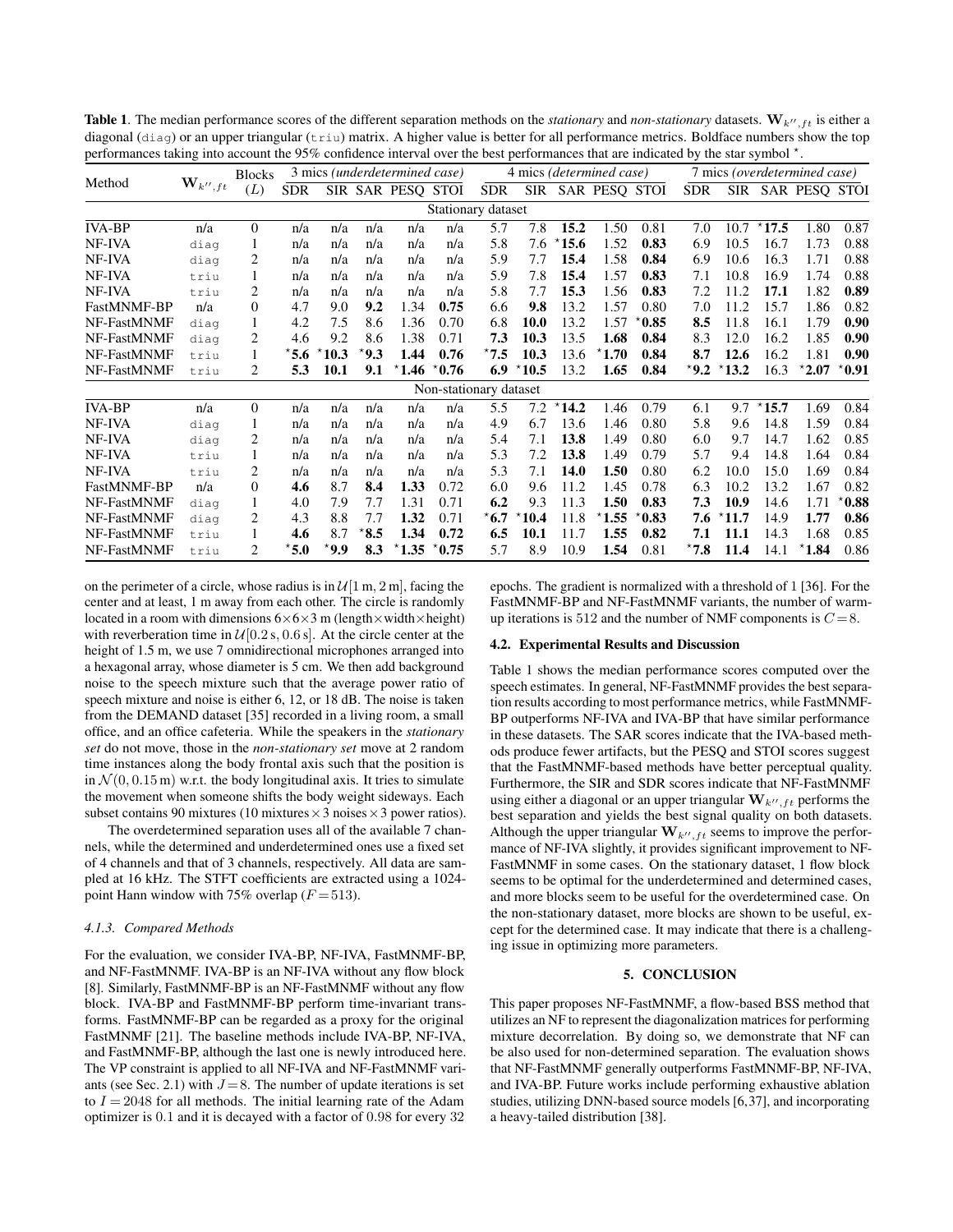**Table 1**. The median performance scores of the different separation methods on the *stationary* and *non-stationary* datasets. $\mathbf{W}_{k'',ft}$ is either a diagonal (diag) or an upper triangular (triu) matrix. A higher value is better for all performance metrics. Boldface numbers show the top performances taking into account the 95% confidence interval over the best performances that are indicated by the star symbol $^\star$.

| Method | $\mathbf{W}_{k'',ft}$ | Blocks ($L$) | 3 mics (*underdetermined case*) SDR | SIR | SAR | PESQ | STOI | 4 mics (*determined case*) SDR | SIR | SAR | PESQ | STOI | 7 mics (*overdetermined case*) SDR | SIR | SAR | PESQ | STOI |
|---|---|---|---|---|---|---|---|---|---|---|---|---|---|---|---|---|---|
| Stationary dataset | | | | | | | | | | | | | | | | | |
| IVA-BP | n/a | 0 | n/a | n/a | n/a | n/a | n/a | 5.7 | 7.8 | **15.2** | 1.50 | 0.81 | 7.0 | 10.7 | $^\star$**17.5** | 1.80 | 0.87 |
| NF-IVA | diag | 1 | n/a | n/a | n/a | n/a | n/a | 5.8 | 7.6 | $^\star$**15.6** | 1.52 | **0.83** | 6.9 | 10.5 | 16.7 | 1.73 | 0.88 |
| NF-IVA | diag | 2 | n/a | n/a | n/a | n/a | n/a | 5.9 | 7.7 | **15.4** | 1.58 | **0.84** | 6.9 | 10.6 | 16.3 | 1.71 | 0.88 |
| NF-IVA | triu | 1 | n/a | n/a | n/a | n/a | n/a | 5.9 | 7.8 | **15.4** | 1.57 | **0.83** | 7.1 | 10.8 | 16.9 | 1.74 | 0.88 |
| NF-IVA | triu | 2 | n/a | n/a | n/a | n/a | n/a | 5.8 | 7.7 | **15.3** | 1.56 | **0.83** | 7.2 | 11.2 | **17.1** | 1.82 | **0.89** |
| FastMNMF-BP | n/a | 0 | 4.7 | 9.0 | **9.2** | 1.34 | **0.75** | 6.6 | **9.8** | 13.2 | 1.57 | 0.80 | 7.0 | 11.2 | 15.7 | 1.86 | 0.82 |
| NF-FastMNMF | diag | 1 | 4.2 | 7.5 | 8.6 | 1.36 | 0.70 | 6.8 | **10.0** | 13.2 | 1.57 | $^\star$**0.85** | **8.5** | 11.8 | 16.1 | 1.79 | **0.90** |
| NF-FastMNMF | diag | 2 | 4.6 | 9.2 | 8.6 | 1.38 | 0.71 | **7.3** | **10.3** | 13.5 | **1.68** | **0.84** | 8.3 | 12.0 | 16.2 | 1.85 | **0.90** |
| NF-FastMNMF | triu | 1 | $^\star$**5.6** | $^\star$**10.3** | $^\star$**9.3** | **1.44** | **0.76** | $^\star$**7.5** | **10.3** | 13.6 | $^\star$**1.70** | **0.84** | **8.7** | **12.6** | 16.2 | 1.81 | **0.90** |
| NF-FastMNMF | triu | 2 | **5.3** | **10.1** | **9.1** | $^\star$**1.46** | $^\star$**0.76** | **6.9** | $^\star$**10.5** | 13.2 | **1.65** | **0.84** | $^\star$**9.2** | $^\star$**13.2** | 16.3 | $^\star$**2.07** | $^\star$**0.91** |
| Non-stationary dataset | | | | | | | | | | | | | | | | | |
| IVA-BP | n/a | 0 | n/a | n/a | n/a | n/a | n/a | 5.5 | 7.2 | $^\star$**14.2** | 1.46 | 0.79 | 6.1 | 9.7 | $^\star$**15.7** | 1.69 | 0.84 |
| NF-IVA | diag | 1 | n/a | n/a | n/a | n/a | n/a | 4.9 | 6.7 | 13.6 | 1.46 | 0.80 | 5.8 | 9.6 | 14.8 | 1.59 | 0.84 |
| NF-IVA | diag | 2 | n/a | n/a | n/a | n/a | n/a | 5.4 | 7.1 | **13.8** | 1.49 | 0.80 | 6.0 | 9.7 | 14.7 | 1.62 | 0.85 |
| NF-IVA | triu | 1 | n/a | n/a | n/a | n/a | n/a | 5.3 | 7.2 | **13.8** | 1.49 | 0.79 | 5.7 | 9.4 | 14.8 | 1.64 | 0.84 |
| NF-IVA | triu | 2 | n/a | n/a | n/a | n/a | n/a | 5.3 | 7.1 | **14.0** | **1.50** | 0.80 | 6.2 | 10.0 | 15.0 | 1.69 | 0.84 |
| FastMNMF-BP | n/a | 0 | **4.6** | 8.7 | **8.4** | **1.33** | 0.72 | 6.0 | 9.6 | 11.2 | 1.45 | 0.78 | 6.3 | 10.2 | 13.2 | 1.67 | 0.82 |
| NF-FastMNMF | diag | 1 | 4.0 | 7.9 | 7.7 | 1.31 | 0.71 | **6.2** | 9.3 | 11.3 | **1.50** | **0.83** | **7.3** | **10.9** | 14.6 | 1.71 | $^\star$**0.88** |
| NF-FastMNMF | diag | 2 | 4.3 | 8.8 | 7.7 | **1.32** | 0.71 | $^\star$**6.7** | $^\star$**10.4** | 11.8 | $^\star$**1.55** | $^\star$**0.83** | **7.6** | $^\star$**11.7** | 14.9 | **1.77** | **0.86** |
| NF-FastMNMF | triu | 1 | **4.6** | 8.7 | $^\star$**8.5** | **1.34** | **0.72** | **6.5** | **10.1** | 11.7 | **1.55** | **0.82** | **7.1** | **11.1** | 14.3 | 1.68 | 0.85 |
| NF-FastMNMF | triu | 2 | $^\star$**5.0** | $^\star$**9.9** | **8.3** | $^\star$**1.35** | $^\star$**0.75** | 5.7 | 8.9 | 10.9 | **1.54** | 0.81 | $^\star$**7.8** | **11.4** | 14.1 | $^\star$**1.84** | 0.86 |

on the perimeter of a circle, whose radius is in $\mathcal{U}[1\,\text{m}, 2\,\text{m}]$, facing the center and at least, 1 m away from each other. The circle is randomly located in a room with dimensions $6\times6\times3$ m (length×width×height) with reverberation time in $\mathcal{U}[0.2\,\text{s}, 0.6\,\text{s}]$. At the circle center at the height of 1.5 m, we use 7 omnidirectional microphones arranged into a hexagonal array, whose diameter is 5 cm. We then add background noise to the speech mixture such that the average power ratio of speech mixture and noise is either 6, 12, or 18 dB. The noise is taken from the DEMAND dataset [35] recorded in a living room, a small office, and an office cafeteria. While the speakers in the *stationary set* do not move, those in the *non-stationary set* move at 2 random time instances along the body frontal axis such that the position is in $\mathcal{N}(0, 0.15\,\text{m})$ w.r.t. the body longitudinal axis. It tries to simulate the movement when someone shifts the body weight sideways. Each subset contains 90 mixtures (10 mixtures × 3 noises × 3 power ratios).

The overdetermined separation uses all of the available 7 channels, while the determined and underdetermined ones use a fixed set of 4 channels and that of 3 channels, respectively. All data are sampled at 16 kHz. The STFT coefficients are extracted using a 1024-point Hann window with 75% overlap ($F=513$).

#### 4.1.3. Compared Methods

For the evaluation, we consider IVA-BP, NF-IVA, FastMNMF-BP, and NF-FastMNMF. IVA-BP is an NF-IVA without any flow block [8]. Similarly, FastMNMF-BP is an NF-FastMNMF without any flow block. IVA-BP and FastMNMF-BP perform time-invariant transforms. FastMNMF-BP can be regarded as a proxy for the original FastMNMF [21]. The baseline methods include IVA-BP, NF-IVA, and FastMNMF-BP, although the last one is newly introduced here. The VP constraint is applied to all NF-IVA and NF-FastMNMF variants (see Sec. 2.1) with $J=8$. The number of update iterations is set to $I=2048$ for all methods. The initial learning rate of the Adam optimizer is 0.1 and it is decayed with a factor of 0.98 for every 32 epochs. The gradient is normalized with a threshold of 1 [36]. For the FastMNMF-BP and NF-FastMNMF variants, the number of warm-up iterations is 512 and the number of NMF components is $C=8$.

### 4.2. Experimental Results and Discussion

Table 1 shows the median performance scores computed over the speech estimates. In general, NF-FastMNMF provides the best separation results according to most performance metrics, while FastMNMF-BP outperforms NF-IVA and IVA-BP that have similar performance in these datasets. The SAR scores indicate that the IVA-based methods produce fewer artifacts, but the PESQ and STOI scores suggest that the FastMNMF-based methods have better perceptual quality. Furthermore, the SIR and SDR scores indicate that NF-FastMNMF using either a diagonal or an upper triangular $\mathbf{W}_{k'',ft}$ performs the best separation and yields the best signal quality on both datasets. Although the upper triangular $\mathbf{W}_{k'',ft}$ seems to improve the performance of NF-IVA slightly, it provides significant improvement to NF-FastMNMF in some cases. On the stationary dataset, 1 flow block seems to be optimal for the underdetermined and determined cases, and more blocks seem to be useful for the overdetermined case. On the non-stationary dataset, more blocks are shown to be useful, except for the determined case. It may indicate that there is a challenging issue in optimizing more parameters.

## 5. CONCLUSION

This paper proposes NF-FastMNMF, a flow-based BSS method that utilizes an NF to represent the diagonalization matrices for performing mixture decorrelation. By doing so, we demonstrate that NF can be also used for non-determined separation. The evaluation shows that NF-FastMNMF generally outperforms FastMNMF-BP, NF-IVA, and IVA-BP. Future works include performing exhaustive ablation studies, utilizing DNN-based source models [6,37], and incorporating a heavy-tailed distribution [38].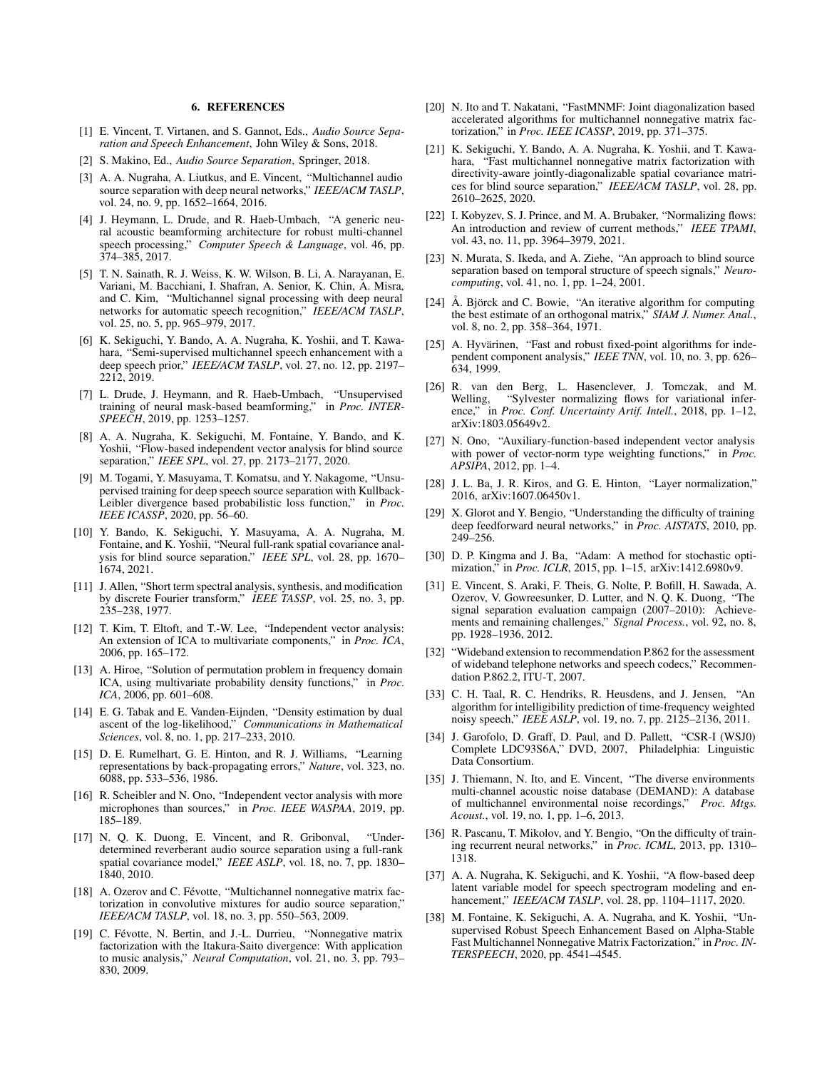## 6. REFERENCES

[1] E. Vincent, T. Virtanen, and S. Gannot, Eds., *Audio Source Separation and Speech Enhancement*, John Wiley & Sons, 2018.

[2] S. Makino, Ed., *Audio Source Separation*, Springer, 2018.

[3] A. A. Nugraha, A. Liutkus, and E. Vincent, "Multichannel audio source separation with deep neural networks," *IEEE/ACM TASLP*, vol. 24, no. 9, pp. 1652–1664, 2016.

[4] J. Heymann, L. Drude, and R. Haeb-Umbach, "A generic neural acoustic beamforming architecture for robust multi-channel speech processing," *Computer Speech & Language*, vol. 46, pp. 374–385, 2017.

[5] T. N. Sainath, R. J. Weiss, K. W. Wilson, B. Li, A. Narayanan, E. Variani, M. Bacchiani, I. Shafran, A. Senior, K. Chin, A. Misra, and C. Kim, "Multichannel signal processing with deep neural networks for automatic speech recognition," *IEEE/ACM TASLP*, vol. 25, no. 5, pp. 965–979, 2017.

[6] K. Sekiguchi, Y. Bando, A. A. Nugraha, K. Yoshii, and T. Kawahara, "Semi-supervised multichannel speech enhancement with a deep speech prior," *IEEE/ACM TASLP*, vol. 27, no. 12, pp. 2197–2212, 2019.

[7] L. Drude, J. Heymann, and R. Haeb-Umbach, "Unsupervised training of neural mask-based beamforming," in *Proc. INTERSPEECH*, 2019, pp. 1253–1257.

[8] A. A. Nugraha, K. Sekiguchi, M. Fontaine, Y. Bando, and K. Yoshii, "Flow-based independent vector analysis for blind source separation," *IEEE SPL*, vol. 27, pp. 2173–2177, 2020.

[9] M. Togami, Y. Masuyama, T. Komatsu, and Y. Nakagome, "Unsupervised training for deep speech source separation with Kullback-Leibler divergence based probabilistic loss function," in *Proc. IEEE ICASSP*, 2020, pp. 56–60.

[10] Y. Bando, K. Sekiguchi, Y. Masuyama, A. A. Nugraha, M. Fontaine, and K. Yoshii, "Neural full-rank spatial covariance analysis for blind source separation," *IEEE SPL*, vol. 28, pp. 1670–1674, 2021.

[11] J. Allen, "Short term spectral analysis, synthesis, and modification by discrete Fourier transform," *IEEE TASSP*, vol. 25, no. 3, pp. 235–238, 1977.

[12] T. Kim, T. Eltoft, and T.-W. Lee, "Independent vector analysis: An extension of ICA to multivariate components," in *Proc. ICA*, 2006, pp. 165–172.

[13] A. Hiroe, "Solution of permutation problem in frequency domain ICA, using multivariate probability density functions," in *Proc. ICA*, 2006, pp. 601–608.

[14] E. G. Tabak and E. Vanden-Eijnden, "Density estimation by dual ascent of the log-likelihood," *Communications in Mathematical Sciences*, vol. 8, no. 1, pp. 217–233, 2010.

[15] D. E. Rumelhart, G. E. Hinton, and R. J. Williams, "Learning representations by back-propagating errors," *Nature*, vol. 323, no. 6088, pp. 533–536, 1986.

[16] R. Scheibler and N. Ono, "Independent vector analysis with more microphones than sources," in *Proc. IEEE WASPAA*, 2019, pp. 185–189.

[17] N. Q. K. Duong, E. Vincent, and R. Gribonval, "Underdetermined reverberant audio source separation using a full-rank spatial covariance model," *IEEE ASLP*, vol. 18, no. 7, pp. 1830–1840, 2010.

[18] A. Ozerov and C. Févotte, "Multichannel nonnegative matrix factorization in convolutive mixtures for audio source separation," *IEEE/ACM TASLP*, vol. 18, no. 3, pp. 550–563, 2009.

[19] C. Févotte, N. Bertin, and J.-L. Durrieu, "Nonnegative matrix factorization with the Itakura-Saito divergence: With application to music analysis," *Neural Computation*, vol. 21, no. 3, pp. 793–830, 2009.

[20] N. Ito and T. Nakatani, "FastMNMF: Joint diagonalization based accelerated algorithms for multichannel nonnegative matrix factorization," in *Proc. IEEE ICASSP*, 2019, pp. 371–375.

[21] K. Sekiguchi, Y. Bando, A. A. Nugraha, K. Yoshii, and T. Kawahara, "Fast multichannel nonnegative matrix factorization with directivity-aware jointly-diagonalizable spatial covariance matrices for blind source separation," *IEEE/ACM TASLP*, vol. 28, pp. 2610–2625, 2020.

[22] I. Kobyzev, S. J. Prince, and M. A. Brubaker, "Normalizing flows: An introduction and review of current methods," *IEEE TPAMI*, vol. 43, no. 11, pp. 3964–3979, 2021.

[23] N. Murata, S. Ikeda, and A. Ziehe, "An approach to blind source separation based on temporal structure of speech signals," *Neurocomputing*, vol. 41, no. 1, pp. 1–24, 2001.

[24] Å. Björck and C. Bowie, "An iterative algorithm for computing the best estimate of an orthogonal matrix," *SIAM J. Numer. Anal.*, vol. 8, no. 2, pp. 358–364, 1971.

[25] A. Hyvärinen, "Fast and robust fixed-point algorithms for independent component analysis," *IEEE TNN*, vol. 10, no. 3, pp. 626–634, 1999.

[26] R. van den Berg, L. Hasenclever, J. Tomczak, and M. Welling, "Sylvester normalizing flows for variational inference," in *Proc. Conf. Uncertainty Artif. Intell.*, 2018, pp. 1–12, arXiv:1803.05649v2.

[27] N. Ono, "Auxiliary-function-based independent vector analysis with power of vector-norm type weighting functions," in *Proc. APSIPA*, 2012, pp. 1–4.

[28] J. L. Ba, J. R. Kiros, and G. E. Hinton, "Layer normalization," 2016, arXiv:1607.06450v1.

[29] X. Glorot and Y. Bengio, "Understanding the difficulty of training deep feedforward neural networks," in *Proc. AISTATS*, 2010, pp. 249–256.

[30] D. P. Kingma and J. Ba, "Adam: A method for stochastic optimization," in *Proc. ICLR*, 2015, pp. 1–15, arXiv:1412.6980v9.

[31] E. Vincent, S. Araki, F. Theis, G. Nolte, P. Bofill, H. Sawada, A. Ozerov, V. Gowreesunker, D. Lutter, and N. Q. K. Duong, "The signal separation evaluation campaign (2007–2010): Achievements and remaining challenges," *Signal Process.*, vol. 92, no. 8, pp. 1928–1936, 2012.

[32] "Wideband extension to recommendation P.862 for the assessment of wideband telephone networks and speech codecs," Recommendation P.862.2, ITU-T, 2007.

[33] C. H. Taal, R. C. Hendriks, R. Heusdens, and J. Jensen, "An algorithm for intelligibility prediction of time-frequency weighted noisy speech," *IEEE ASLP*, vol. 19, no. 7, pp. 2125–2136, 2011.

[34] J. Garofolo, D. Graff, D. Paul, and D. Pallett, "CSR-I (WSJ0) Complete LDC93S6A," DVD, 2007, Philadelphia: Linguistic Data Consortium.

[35] J. Thiemann, N. Ito, and E. Vincent, "The diverse environments multi-channel acoustic noise database (DEMAND): A database of multichannel environmental noise recordings," *Proc. Mtgs. Acoust.*, vol. 19, no. 1, pp. 1–6, 2013.

[36] R. Pascanu, T. Mikolov, and Y. Bengio, "On the difficulty of training recurrent neural networks," in *Proc. ICML*, 2013, pp. 1310–1318.

[37] A. A. Nugraha, K. Sekiguchi, and K. Yoshii, "A flow-based deep latent variable model for speech spectrogram modeling and enhancement," *IEEE/ACM TASLP*, vol. 28, pp. 1104–1117, 2020.

[38] M. Fontaine, K. Sekiguchi, A. A. Nugraha, and K. Yoshii, "Unsupervised Robust Speech Enhancement Based on Alpha-Stable Fast Multichannel Nonnegative Matrix Factorization," in *Proc. INTERSPEECH*, 2020, pp. 4541–4545.